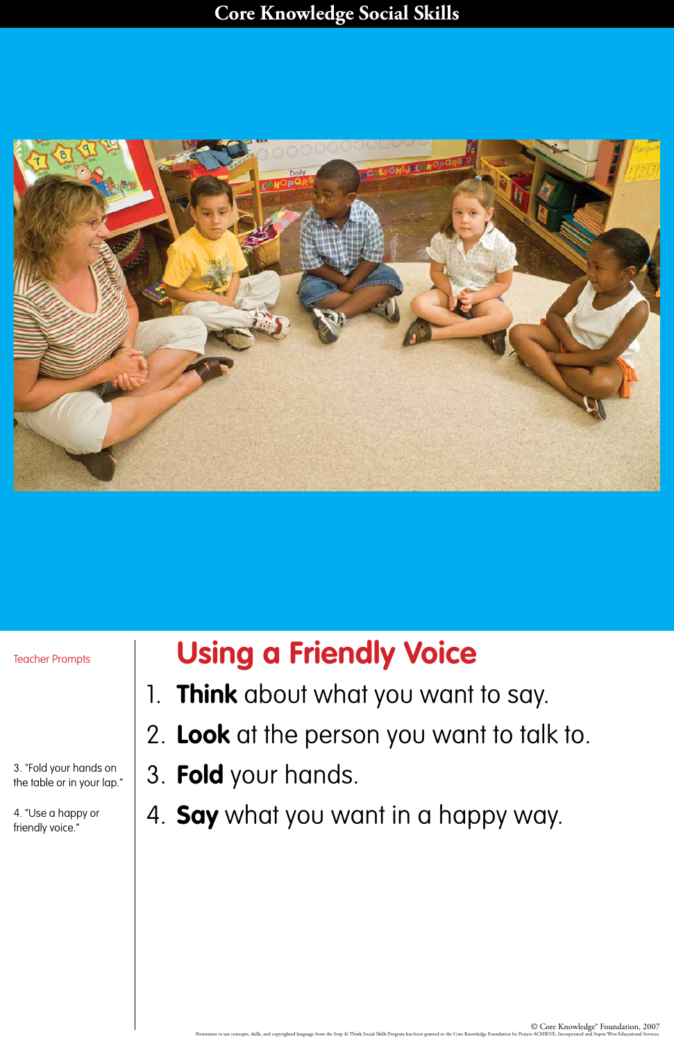Core Knowledge Social Skills

# Using a Friendly Voice

1. **Think** about what you want to say.
2. **Look** at the person you want to talk to.
3. **Fold** your hands.
4. **Say** what you want in a happy way.

Teacher Prompts

3. "Fold your hands on the table or in your lap."

4. "Use a happy or friendly voice."

© Core Knowledge® Foundation, 2007

Permission to use concepts, skills, and copyrighted language from the Stop & Think Social Skills Program has been granted to the Core Knowledge Foundation by Project ACHIEVE, Incorporated and Sopris West Educational Services.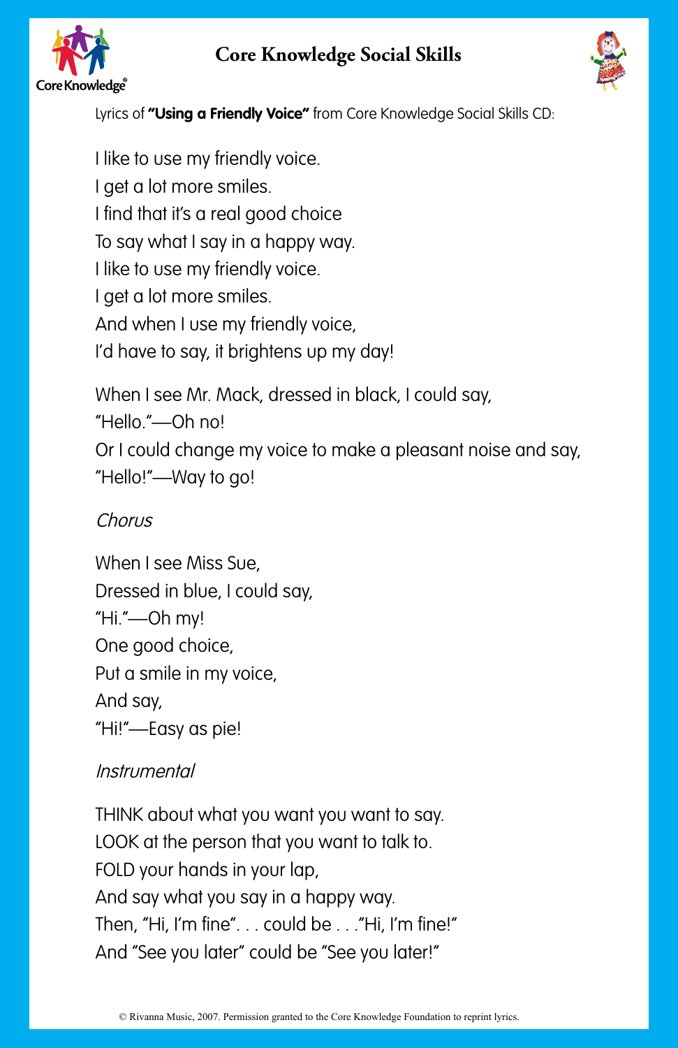# Core Knowledge Social Skills

Lyrics of **"Using a Friendly Voice"** from Core Knowledge Social Skills CD:

I like to use my friendly voice.
I get a lot more smiles.
I find that it's a real good choice
To say what I say in a happy way.
I like to use my friendly voice.
I get a lot more smiles.
And when I use my friendly voice,
I'd have to say, it brightens up my day!

When I see Mr. Mack, dressed in black, I could say,
"Hello."—Oh no!
Or I could change my voice to make a pleasant noise and say,
"Hello!"—Way to go!

*Chorus*

When I see Miss Sue,
Dressed in blue, I could say,
"Hi."—Oh my!
One good choice,
Put a smile in my voice,
And say,
"Hi!"—Easy as pie!

*Instrumental*

THINK about what you want you want to say.
LOOK at the person that you want to talk to.
FOLD your hands in your lap,
And say what you say in a happy way.
Then, "Hi, I'm fine". . . could be . . ."Hi, I'm fine!"
And "See you later" could be "See you later!"

© Rivanna Music, 2007. Permission granted to the Core Knowledge Foundation to reprint lyrics.